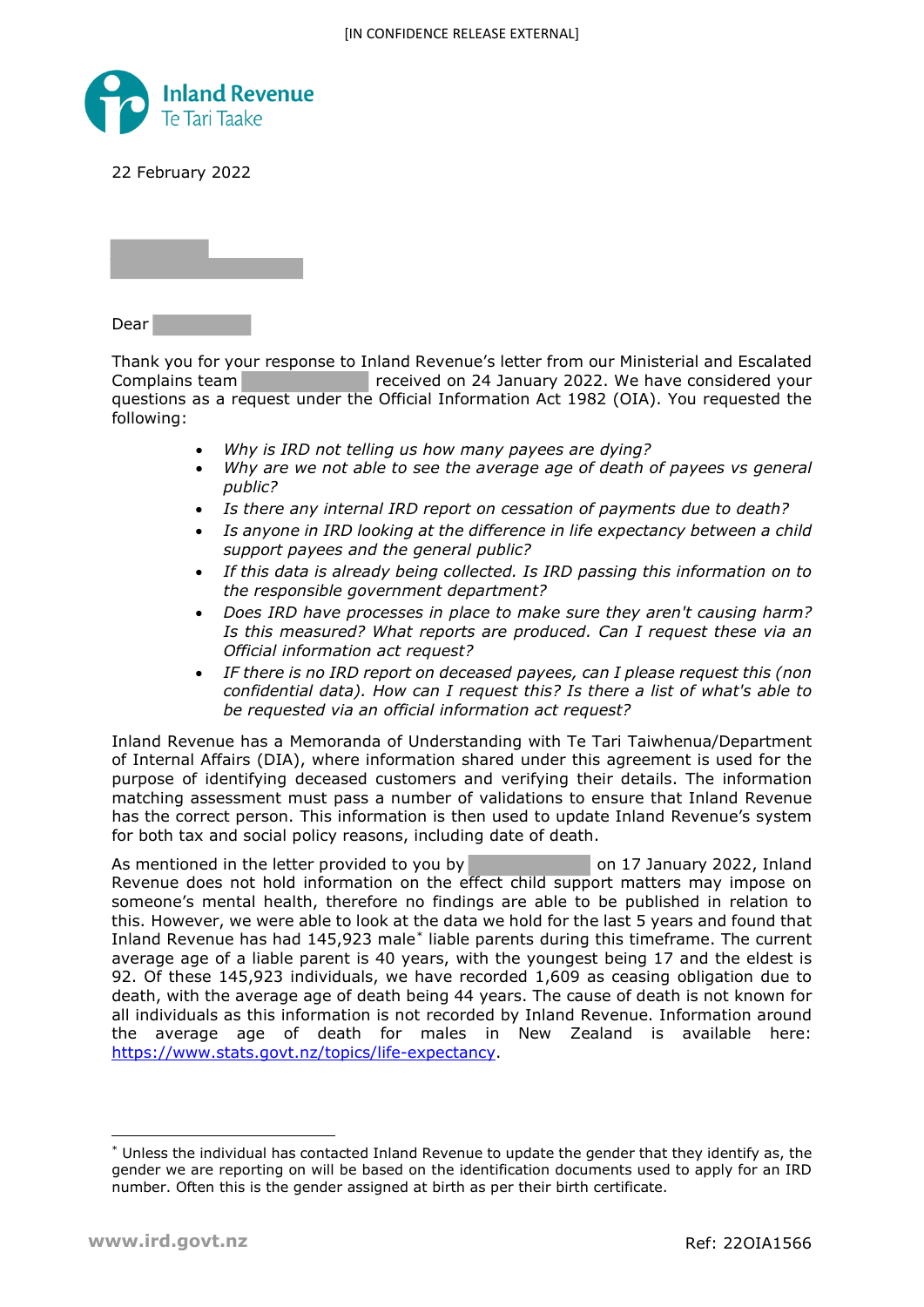[IN CONFIDENCE RELEASE EXTERNAL]

Inland Revenue
Te Tari Taake

22 February 2022

Dear

Thank you for your response to Inland Revenue's letter from our Ministerial and Escalated Complains team received on 24 January 2022. We have considered your questions as a request under the Official Information Act 1982 (OIA). You requested the following:

- *Why is IRD not telling us how many payees are dying?*
- *Why are we not able to see the average age of death of payees vs general public?*
- *Is there any internal IRD report on cessation of payments due to death?*
- *Is anyone in IRD looking at the difference in life expectancy between a child support payees and the general public?*
- *If this data is already being collected. Is IRD passing this information on to the responsible government department?*
- *Does IRD have processes in place to make sure they aren't causing harm? Is this measured? What reports are produced. Can I request these via an Official information act request?*
- *IF there is no IRD report on deceased payees, can I please request this (non confidential data). How can I request this? Is there a list of what's able to be requested via an official information act request?*

Inland Revenue has a Memoranda of Understanding with Te Tari Taiwhenua/Department of Internal Affairs (DIA), where information shared under this agreement is used for the purpose of identifying deceased customers and verifying their details. The information matching assessment must pass a number of validations to ensure that Inland Revenue has the correct person. This information is then used to update Inland Revenue's system for both tax and social policy reasons, including date of death.

As mentioned in the letter provided to you by on 17 January 2022, Inland Revenue does not hold information on the effect child support matters may impose on someone's mental health, therefore no findings are able to be published in relation to this. However, we were able to look at the data we hold for the last 5 years and found that Inland Revenue has had 145,923 male* liable parents during this timeframe. The current average age of a liable parent is 40 years, with the youngest being 17 and the eldest is 92. Of these 145,923 individuals, we have recorded 1,609 as ceasing obligation due to death, with the average age of death being 44 years. The cause of death is not known for all individuals as this information is not recorded by Inland Revenue. Information around the average age of death for males in New Zealand is available here: https://www.stats.govt.nz/topics/life-expectancy.

* Unless the individual has contacted Inland Revenue to update the gender that they identify as, the gender we are reporting on will be based on the identification documents used to apply for an IRD number. Often this is the gender assigned at birth as per their birth certificate.

www.ird.govt.nz

Ref: 22OIA1566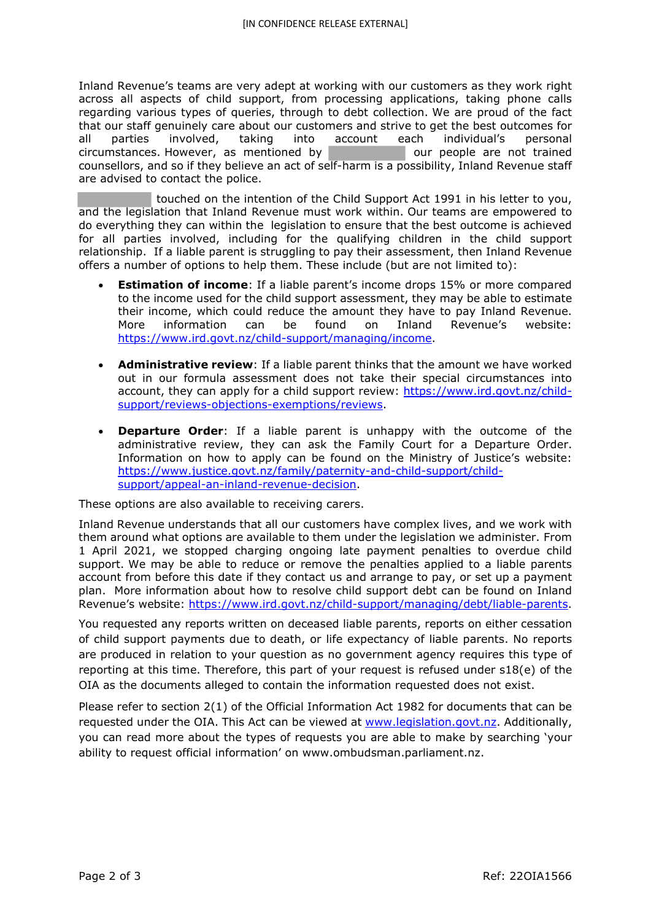Inland Revenue's teams are very adept at working with our customers as they work right across all aspects of child support, from processing applications, taking phone calls regarding various types of queries, through to debt collection. We are proud of the fact that our staff genuinely care about our customers and strive to get the best outcomes for all parties involved, taking into account each individual's personal circumstances. However, as mentioned by [redacted] our people are not trained counsellors, and so if they believe an act of self-harm is a possibility, Inland Revenue staff are advised to contact the police.

[redacted] touched on the intention of the Child Support Act 1991 in his letter to you, and the legislation that Inland Revenue must work within. Our teams are empowered to do everything they can within the legislation to ensure that the best outcome is achieved for all parties involved, including for the qualifying children in the child support relationship. If a liable parent is struggling to pay their assessment, then Inland Revenue offers a number of options to help them. These include (but are not limited to):

- **Estimation of income**: If a liable parent's income drops 15% or more compared to the income used for the child support assessment, they may be able to estimate their income, which could reduce the amount they have to pay Inland Revenue. More information can be found on Inland Revenue's website: https://www.ird.govt.nz/child-support/managing/income.

- **Administrative review**: If a liable parent thinks that the amount we have worked out in our formula assessment does not take their special circumstances into account, they can apply for a child support review: https://www.ird.govt.nz/child-support/reviews-objections-exemptions/reviews.

- **Departure Order**: If a liable parent is unhappy with the outcome of the administrative review, they can ask the Family Court for a Departure Order. Information on how to apply can be found on the Ministry of Justice's website: https://www.justice.govt.nz/family/paternity-and-child-support/child-support/appeal-an-inland-revenue-decision.

These options are also available to receiving carers.

Inland Revenue understands that all our customers have complex lives, and we work with them around what options are available to them under the legislation we administer. From 1 April 2021, we stopped charging ongoing late payment penalties to overdue child support. We may be able to reduce or remove the penalties applied to a liable parents account from before this date if they contact us and arrange to pay, or set up a payment plan. More information about how to resolve child support debt can be found on Inland Revenue's website: https://www.ird.govt.nz/child-support/managing/debt/liable-parents.

You requested any reports written on deceased liable parents, reports on either cessation of child support payments due to death, or life expectancy of liable parents. No reports are produced in relation to your question as no government agency requires this type of reporting at this time. Therefore, this part of your request is refused under s18(e) of the OIA as the documents alleged to contain the information requested does not exist.

Please refer to section 2(1) of the Official Information Act 1982 for documents that can be requested under the OIA. This Act can be viewed at www.legislation.govt.nz. Additionally, you can read more about the types of requests you are able to make by searching 'your ability to request official information' on www.ombudsman.parliament.nz.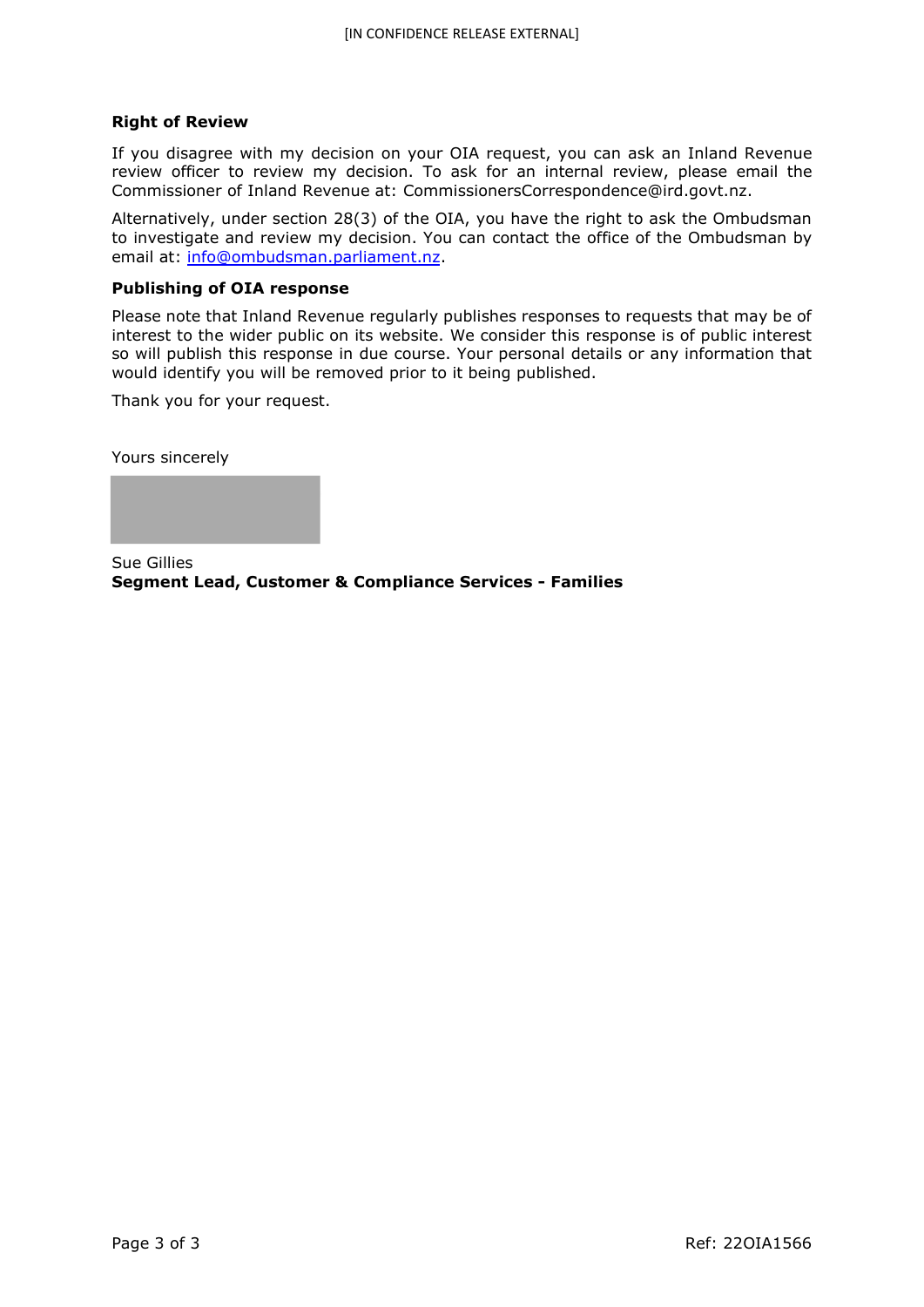**Right of Review**

If you disagree with my decision on your OIA request, you can ask an Inland Revenue review officer to review my decision. To ask for an internal review, please email the Commissioner of Inland Revenue at: CommissionersCorrespondence@ird.govt.nz.

Alternatively, under section 28(3) of the OIA, you have the right to ask the Ombudsman to investigate and review my decision. You can contact the office of the Ombudsman by email at: info@ombudsman.parliament.nz.

**Publishing of OIA response**

Please note that Inland Revenue regularly publishes responses to requests that may be of interest to the wider public on its website. We consider this response is of public interest so will publish this response in due course. Your personal details or any information that would identify you will be removed prior to it being published.

Thank you for your request.

Yours sincerely

Sue Gillies
**Segment Lead, Customer & Compliance Services - Families**